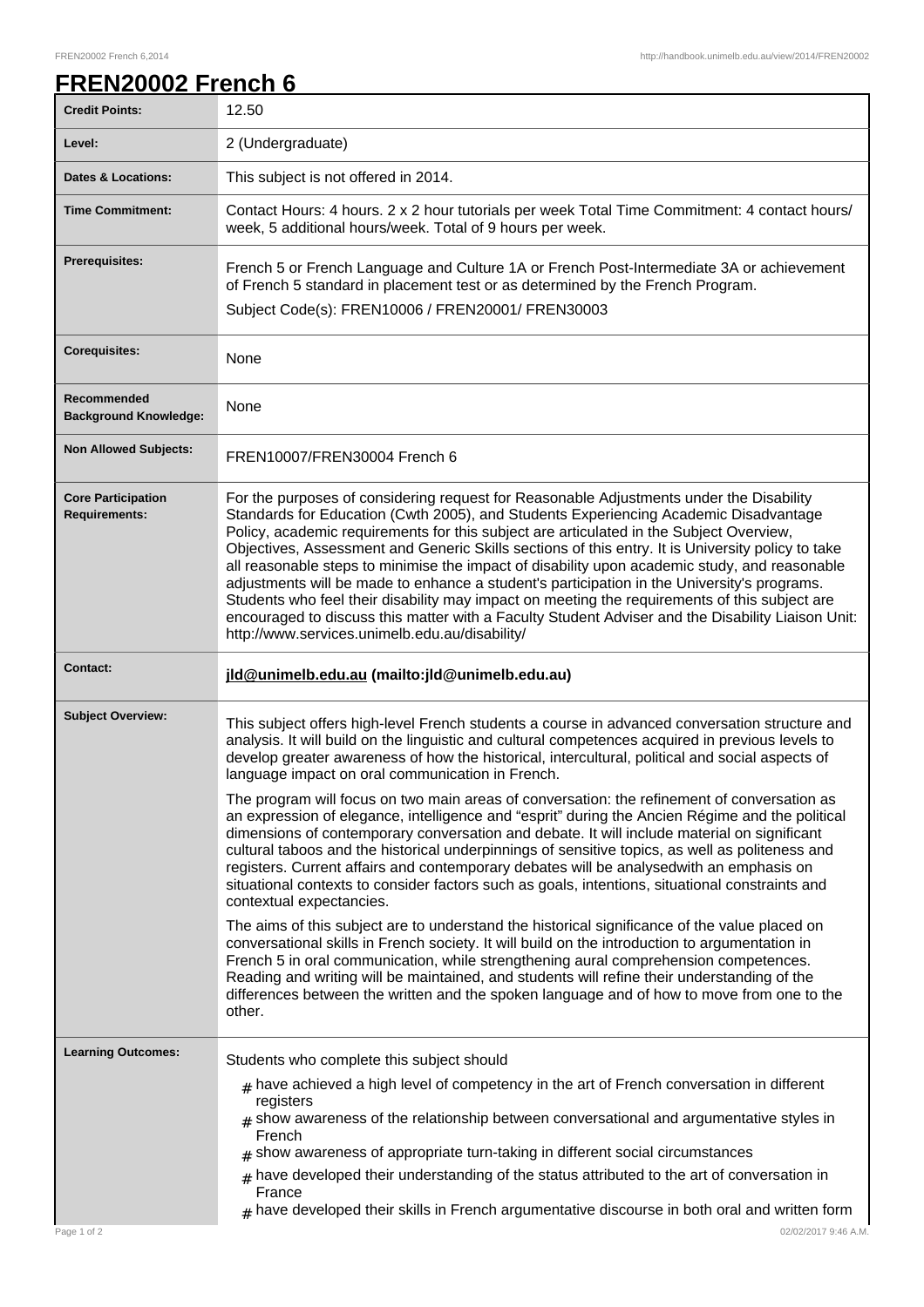# FREN20002 French 6

| | |
|---|---|
| **Credit Points:** | 12.50 |
| **Level:** | 2 (Undergraduate) |
| **Dates & Locations:** | This subject is not offered in 2014. |
| **Time Commitment:** | Contact Hours: 4 hours. 2 x 2 hour tutorials per week Total Time Commitment: 4 contact hours/ week, 5 additional hours/week. Total of 9 hours per week. |
| **Prerequisites:** | French 5 or French Language and Culture 1A or French Post-Intermediate 3A or achievement of French 5 standard in placement test or as determined by the French Program.<br>Subject Code(s): FREN10006 / FREN20001/ FREN30003 |
| **Corequisites:** | None |
| **Recommended Background Knowledge:** | None |
| **Non Allowed Subjects:** | FREN10007/FREN30004 French 6 |
| **Core Participation Requirements:** | For the purposes of considering request for Reasonable Adjustments under the Disability Standards for Education (Cwth 2005), and Students Experiencing Academic Disadvantage Policy, academic requirements for this subject are articulated in the Subject Overview, Objectives, Assessment and Generic Skills sections of this entry. It is University policy to take all reasonable steps to minimise the impact of disability upon academic study, and reasonable adjustments will be made to enhance a student's participation in the University's programs. Students who feel their disability may impact on meeting the requirements of this subject are encouraged to discuss this matter with a Faculty Student Adviser and the Disability Liaison Unit: http://www.services.unimelb.edu.au/disability/ |
| **Contact:** | **jld@unimelb.edu.au (mailto:jld@unimelb.edu.au)** |
| **Subject Overview:** | This subject offers high-level French students a course in advanced conversation structure and analysis. It will build on the linguistic and cultural competences acquired in previous levels to develop greater awareness of how the historical, intercultural, political and social aspects of language impact on oral communication in French.<br><br>The program will focus on two main areas of conversation: the refinement of conversation as an expression of elegance, intelligence and "esprit" during the Ancien Régime and the political dimensions of contemporary conversation and debate. It will include material on significant cultural taboos and the historical underpinnings of sensitive topics, as well as politeness and registers. Current affairs and contemporary debates will be analysedwith an emphasis on situational contexts to consider factors such as goals, intentions, situational constraints and contextual expectancies.<br><br>The aims of this subject are to understand the historical significance of the value placed on conversational skills in French society. It will build on the introduction to argumentation in French 5 in oral communication, while strengthening aural comprehension competences. Reading and writing will be maintained, and students will refine their understanding of the differences between the written and the spoken language and of how to move from one to the other. |
| **Learning Outcomes:** | Students who complete this subject should<br># have achieved a high level of competency in the art of French conversation in different registers<br># show awareness of the relationship between conversational and argumentative styles in French<br># show awareness of appropriate turn-taking in different social circumstances<br># have developed their understanding of the status attributed to the art of conversation in France<br># have developed their skills in French argumentative discourse in both oral and written form |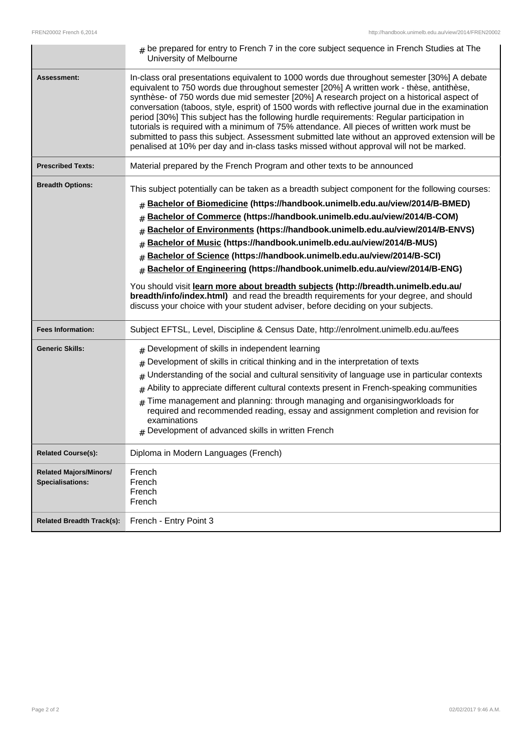| | |
|---|---|
| | # be prepared for entry to French 7 in the core subject sequence in French Studies at The University of Melbourne |
| **Assessment:** | In-class oral presentations equivalent to 1000 words due throughout semester [30%] A debate equivalent to 750 words due throughout semester [20%] A written work - thèse, antithèse, synthèse- of 750 words due mid semester [20%] A research project on a historical aspect of conversation (taboos, style, esprit) of 1500 words with reflective journal due in the examination period [30%] This subject has the following hurdle requirements: Regular participation in tutorials is required with a minimum of 75% attendance. All pieces of written work must be submitted to pass this subject. Assessment submitted late without an approved extension will be penalised at 10% per day and in-class tasks missed without approval will not be marked. |
| **Prescribed Texts:** | Material prepared by the French Program and other texts to be announced |
| **Breadth Options:** | This subject potentially can be taken as a breadth subject component for the following courses: <br># **Bachelor of Biomedicine (https://handbook.unimelb.edu.au/view/2014/B-BMED)** <br># **Bachelor of Commerce (https://handbook.unimelb.edu.au/view/2014/B-COM)** <br># **Bachelor of Environments (https://handbook.unimelb.edu.au/view/2014/B-ENVS)** <br># **Bachelor of Music (https://handbook.unimelb.edu.au/view/2014/B-MUS)** <br># **Bachelor of Science (https://handbook.unimelb.edu.au/view/2014/B-SCI)** <br># **Bachelor of Engineering (https://handbook.unimelb.edu.au/view/2014/B-ENG)** <br>You should visit **learn more about breadth subjects (http://breadth.unimelb.edu.au/breadth/info/index.html)** and read the breadth requirements for your degree, and should discuss your choice with your student adviser, before deciding on your subjects. |
| **Fees Information:** | Subject EFTSL, Level, Discipline & Census Date, http://enrolment.unimelb.edu.au/fees |
| **Generic Skills:** | # Development of skills in independent learning <br># Development of skills in critical thinking and in the interpretation of texts <br># Understanding of the social and cultural sensitivity of language use in particular contexts <br># Ability to appreciate different cultural contexts present in French-speaking communities <br># Time management and planning: through managing and organisingworkloads for required and recommended reading, essay and assignment completion and revision for examinations <br># Development of advanced skills in written French |
| **Related Course(s):** | Diploma in Modern Languages (French) |
| **Related Majors/Minors/ Specialisations:** | French <br>French <br>French <br>French |
| **Related Breadth Track(s):** | French - Entry Point 3 |